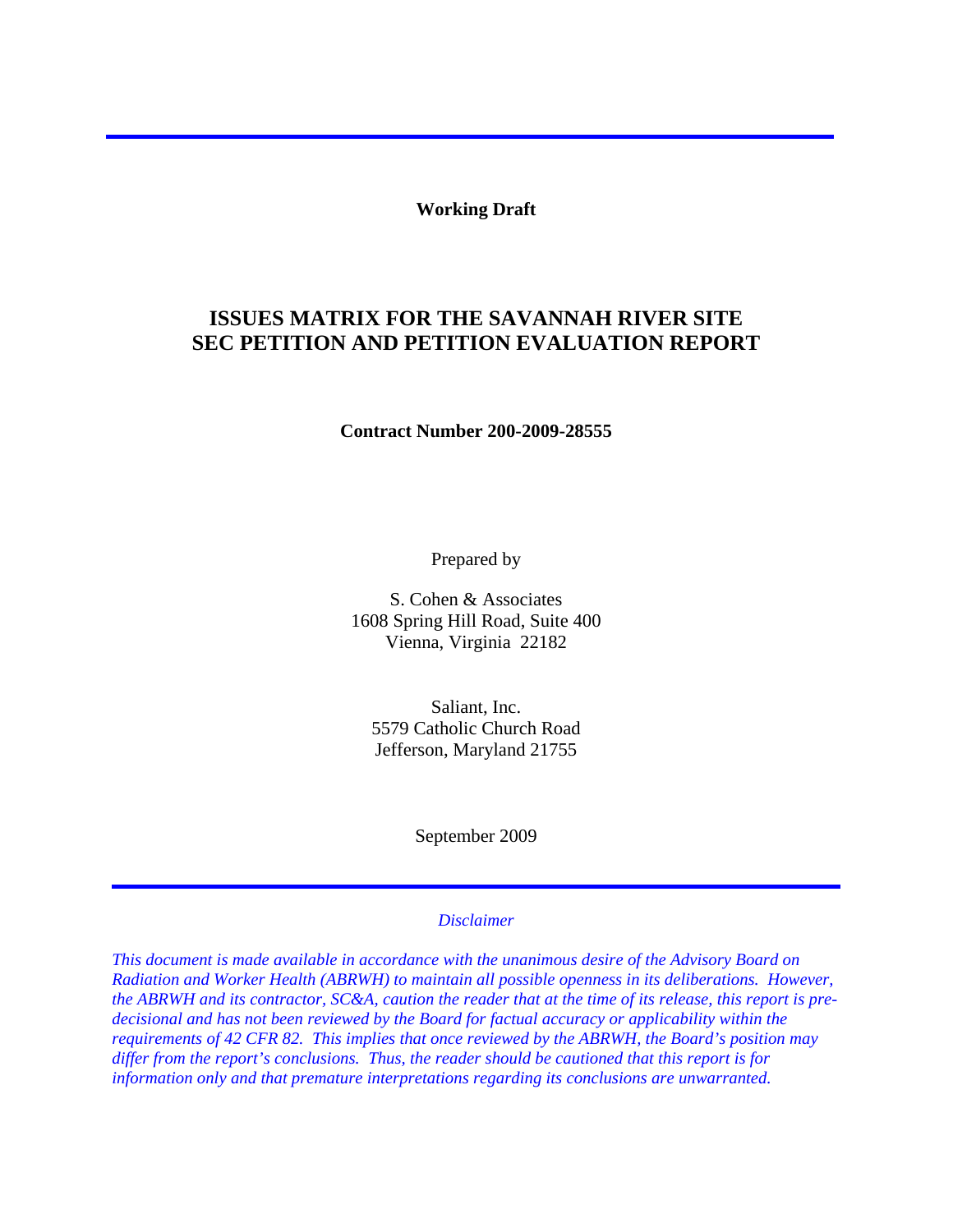**Working Draft**

# ISSUES MATRIX FOR THE SAVANNAH RIVER SITE SEC PETITION AND PETITION EVALUATION REPORT

**Contract Number 200-2009-28555**

Prepared by

S. Cohen & Associates
1608 Spring Hill Road, Suite 400
Vienna, Virginia 22182

Saliant, Inc.
5579 Catholic Church Road
Jefferson, Maryland 21755

September 2009

---

*Disclaimer*

*This document is made available in accordance with the unanimous desire of the Advisory Board on Radiation and Worker Health (ABRWH) to maintain all possible openness in its deliberations. However, the ABRWH and its contractor, SC&A, caution the reader that at the time of its release, this report is pre-decisional and has not been reviewed by the Board for factual accuracy or applicability within the requirements of 42 CFR 82. This implies that once reviewed by the ABRWH, the Board's position may differ from the report's conclusions. Thus, the reader should be cautioned that this report is for information only and that premature interpretations regarding its conclusions are unwarranted.*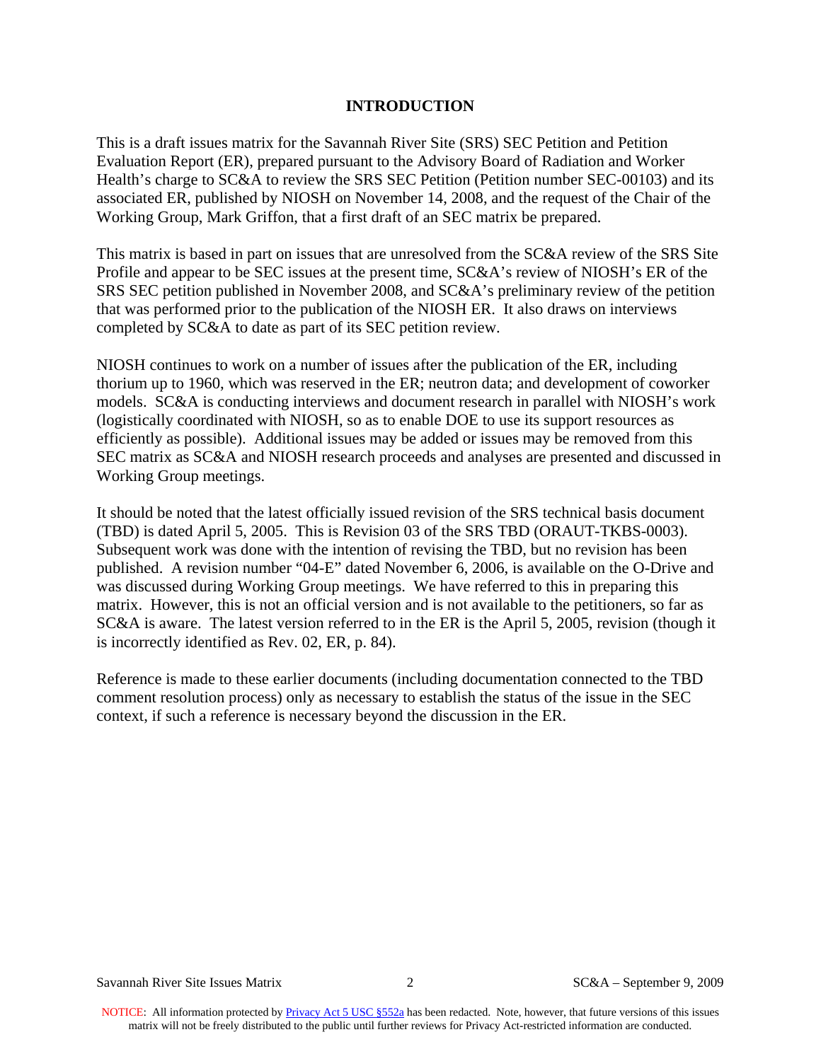## INTRODUCTION

This is a draft issues matrix for the Savannah River Site (SRS) SEC Petition and Petition Evaluation Report (ER), prepared pursuant to the Advisory Board of Radiation and Worker Health's charge to SC&A to review the SRS SEC Petition (Petition number SEC-00103) and its associated ER, published by NIOSH on November 14, 2008, and the request of the Chair of the Working Group, Mark Griffon, that a first draft of an SEC matrix be prepared.

This matrix is based in part on issues that are unresolved from the SC&A review of the SRS Site Profile and appear to be SEC issues at the present time, SC&A's review of NIOSH's ER of the SRS SEC petition published in November 2008, and SC&A's preliminary review of the petition that was performed prior to the publication of the NIOSH ER. It also draws on interviews completed by SC&A to date as part of its SEC petition review.

NIOSH continues to work on a number of issues after the publication of the ER, including thorium up to 1960, which was reserved in the ER; neutron data; and development of coworker models. SC&A is conducting interviews and document research in parallel with NIOSH's work (logistically coordinated with NIOSH, so as to enable DOE to use its support resources as efficiently as possible). Additional issues may be added or issues may be removed from this SEC matrix as SC&A and NIOSH research proceeds and analyses are presented and discussed in Working Group meetings.

It should be noted that the latest officially issued revision of the SRS technical basis document (TBD) is dated April 5, 2005. This is Revision 03 of the SRS TBD (ORAUT-TKBS-0003). Subsequent work was done with the intention of revising the TBD, but no revision has been published. A revision number "04-E" dated November 6, 2006, is available on the O-Drive and was discussed during Working Group meetings. We have referred to this in preparing this matrix. However, this is not an official version and is not available to the petitioners, so far as SC&A is aware. The latest version referred to in the ER is the April 5, 2005, revision (though it is incorrectly identified as Rev. 02, ER, p. 84).

Reference is made to these earlier documents (including documentation connected to the TBD comment resolution process) only as necessary to establish the status of the issue in the SEC context, if such a reference is necessary beyond the discussion in the ER.

NOTICE: All information protected by Privacy Act 5 USC §552a has been redacted. Note, however, that future versions of this issues matrix will not be freely distributed to the public until further reviews for Privacy Act-restricted information are conducted.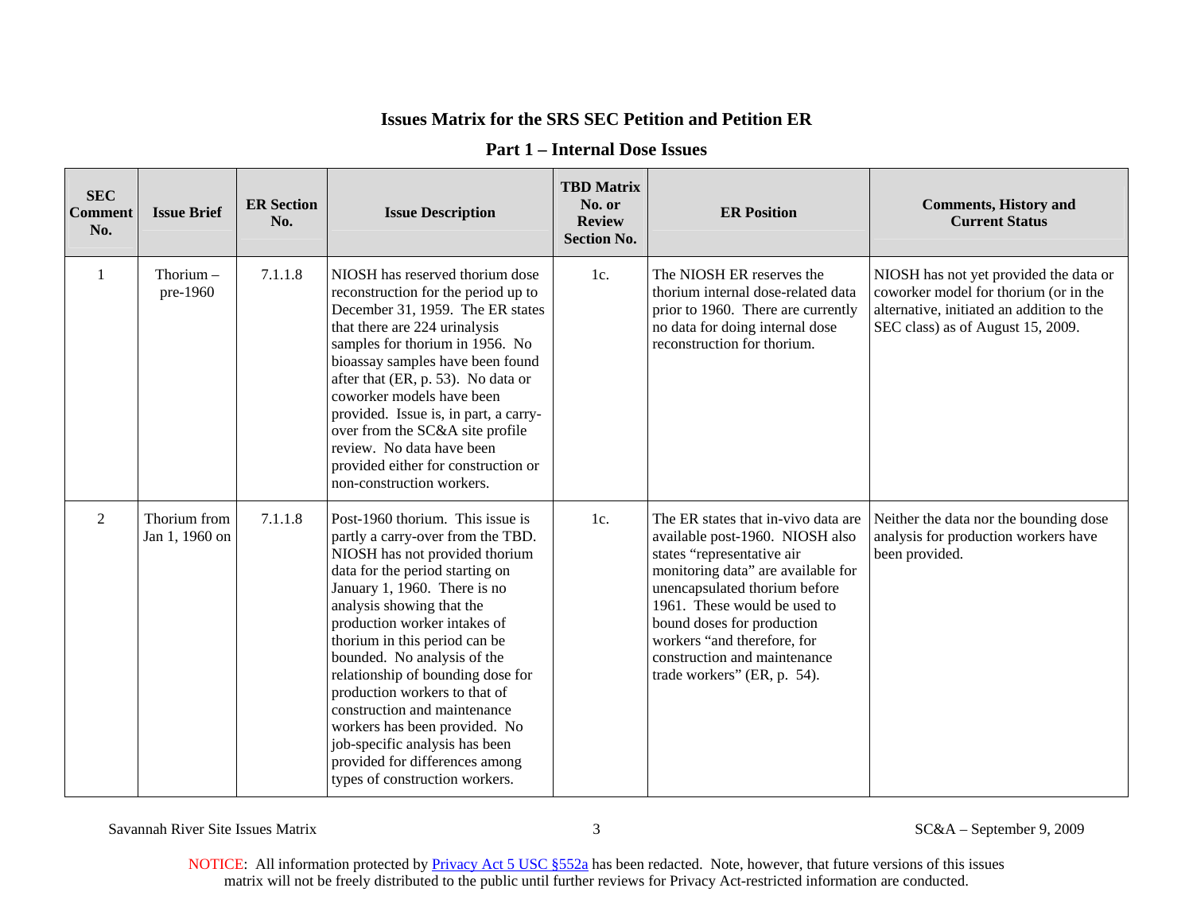# Issues Matrix for the SRS SEC Petition and Petition ER

## Part 1 – Internal Dose Issues

| SEC Comment No. | Issue Brief | ER Section No. | Issue Description | TBD Matrix No. or Review Section No. | ER Position | Comments, History and Current Status |
|---|---|---|---|---|---|---|
| 1 | Thorium – pre-1960 | 7.1.1.8 | NIOSH has reserved thorium dose reconstruction for the period up to December 31, 1959. The ER states that there are 224 urinalysis samples for thorium in 1956. No bioassay samples have been found after that (ER, p. 53). No data or coworker models have been provided. Issue is, in part, a carry-over from the SC&A site profile review. No data have been provided either for construction or non-construction workers. | 1c. | The NIOSH ER reserves the thorium internal dose-related data prior to 1960. There are currently no data for doing internal dose reconstruction for thorium. | NIOSH has not yet provided the data or coworker model for thorium (or in the alternative, initiated an addition to the SEC class) as of August 15, 2009. |
| 2 | Thorium from Jan 1, 1960 on | 7.1.1.8 | Post-1960 thorium. This issue is partly a carry-over from the TBD. NIOSH has not provided thorium data for the period starting on January 1, 1960. There is no analysis showing that the production worker intakes of thorium in this period can be bounded. No analysis of the relationship of bounding dose for production workers to that of construction and maintenance workers has been provided. No job-specific analysis has been provided for differences among types of construction workers. | 1c. | The ER states that in-vivo data are available post-1960. NIOSH also states "representative air monitoring data" are available for unencapsulated thorium before 1961. These would be used to bound doses for production workers "and therefore, for construction and maintenance trade workers" (ER, p. 54). | Neither the data nor the bounding dose analysis for production workers have been provided. |

NOTICE: All information protected by Privacy Act 5 USC §552a has been redacted. Note, however, that future versions of this issues matrix will not be freely distributed to the public until further reviews for Privacy Act-restricted information are conducted.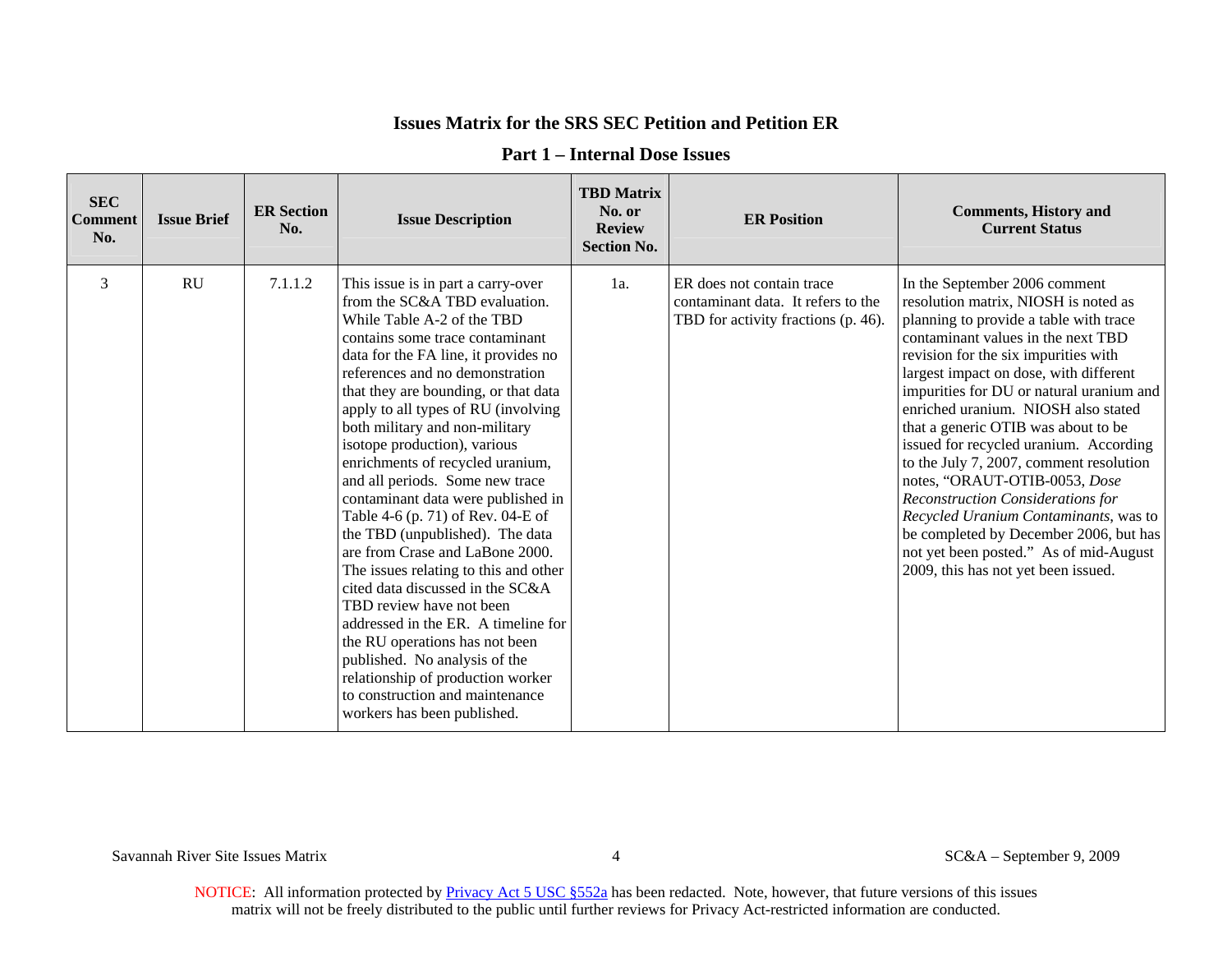# Issues Matrix for the SRS SEC Petition and Petition ER

## Part 1 – Internal Dose Issues

| SEC Comment No. | Issue Brief | ER Section No. | Issue Description | TBD Matrix No. or Review Section No. | ER Position | Comments, History and Current Status |
|---|---|---|---|---|---|---|
| 3 | RU | 7.1.1.2 | This issue is in part a carry-over from the SC&A TBD evaluation. While Table A-2 of the TBD contains some trace contaminant data for the FA line, it provides no references and no demonstration that they are bounding, or that data apply to all types of RU (involving both military and non-military isotope production), various enrichments of recycled uranium, and all periods. Some new trace contaminant data were published in Table 4-6 (p. 71) of Rev. 04-E of the TBD (unpublished). The data are from Crase and LaBone 2000. The issues relating to this and other cited data discussed in the SC&A TBD review have not been addressed in the ER. A timeline for the RU operations has not been published. No analysis of the relationship of production worker to construction and maintenance workers has been published. | 1a. | ER does not contain trace contaminant data. It refers to the TBD for activity fractions (p. 46). | In the September 2006 comment resolution matrix, NIOSH is noted as planning to provide a table with trace contaminant values in the next TBD revision for the six impurities with largest impact on dose, with different impurities for DU or natural uranium and enriched uranium. NIOSH also stated that a generic OTIB was about to be issued for recycled uranium. According to the July 7, 2007, comment resolution notes, "ORAUT-OTIB-0053, *Dose Reconstruction Considerations for Recycled Uranium Contaminants*, was to be completed by December 2006, but has not yet been posted." As of mid-August 2009, this has not yet been issued. |

Savannah River Site Issues Matrix — SC&A – September 9, 2009

NOTICE: All information protected by Privacy Act 5 USC §552a has been redacted. Note, however, that future versions of this issues matrix will not be freely distributed to the public until further reviews for Privacy Act-restricted information are conducted.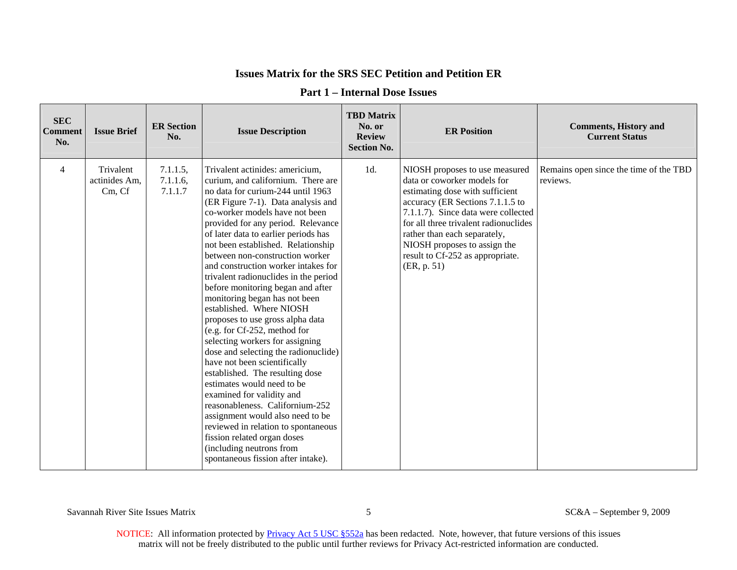# Issues Matrix for the SRS SEC Petition and Petition ER

## Part 1 – Internal Dose Issues

| SEC Comment No. | Issue Brief | ER Section No. | Issue Description | TBD Matrix No. or Review Section No. | ER Position | Comments, History and Current Status |
|---|---|---|---|---|---|---|
| 4 | Trivalent actinides Am, Cm, Cf | 7.1.1.5, 7.1.1.6, 7.1.1.7 | Trivalent actinides: americium, curium, and californium. There are no data for curium-244 until 1963 (ER Figure 7-1). Data analysis and co-worker models have not been provided for any period. Relevance of later data to earlier periods has not been established. Relationship between non-construction worker and construction worker intakes for trivalent radionuclides in the period before monitoring began and after monitoring began has not been established. Where NIOSH proposes to use gross alpha data (e.g. for Cf-252, method for selecting workers for assigning dose and selecting the radionuclide) have not been scientifically established. The resulting dose estimates would need to be examined for validity and reasonableness. Californium-252 assignment would also need to be reviewed in relation to spontaneous fission related organ doses (including neutrons from spontaneous fission after intake). | 1d. | NIOSH proposes to use measured data or coworker models for estimating dose with sufficient accuracy (ER Sections 7.1.1.5 to 7.1.1.7). Since data were collected for all three trivalent radionuclides rather than each separately, NIOSH proposes to assign the result to Cf-252 as appropriate. (ER, p. 51) | Remains open since the time of the TBD reviews. |

NOTICE: All information protected by Privacy Act 5 USC §552a has been redacted. Note, however, that future versions of this issues matrix will not be freely distributed to the public until further reviews for Privacy Act-restricted information are conducted.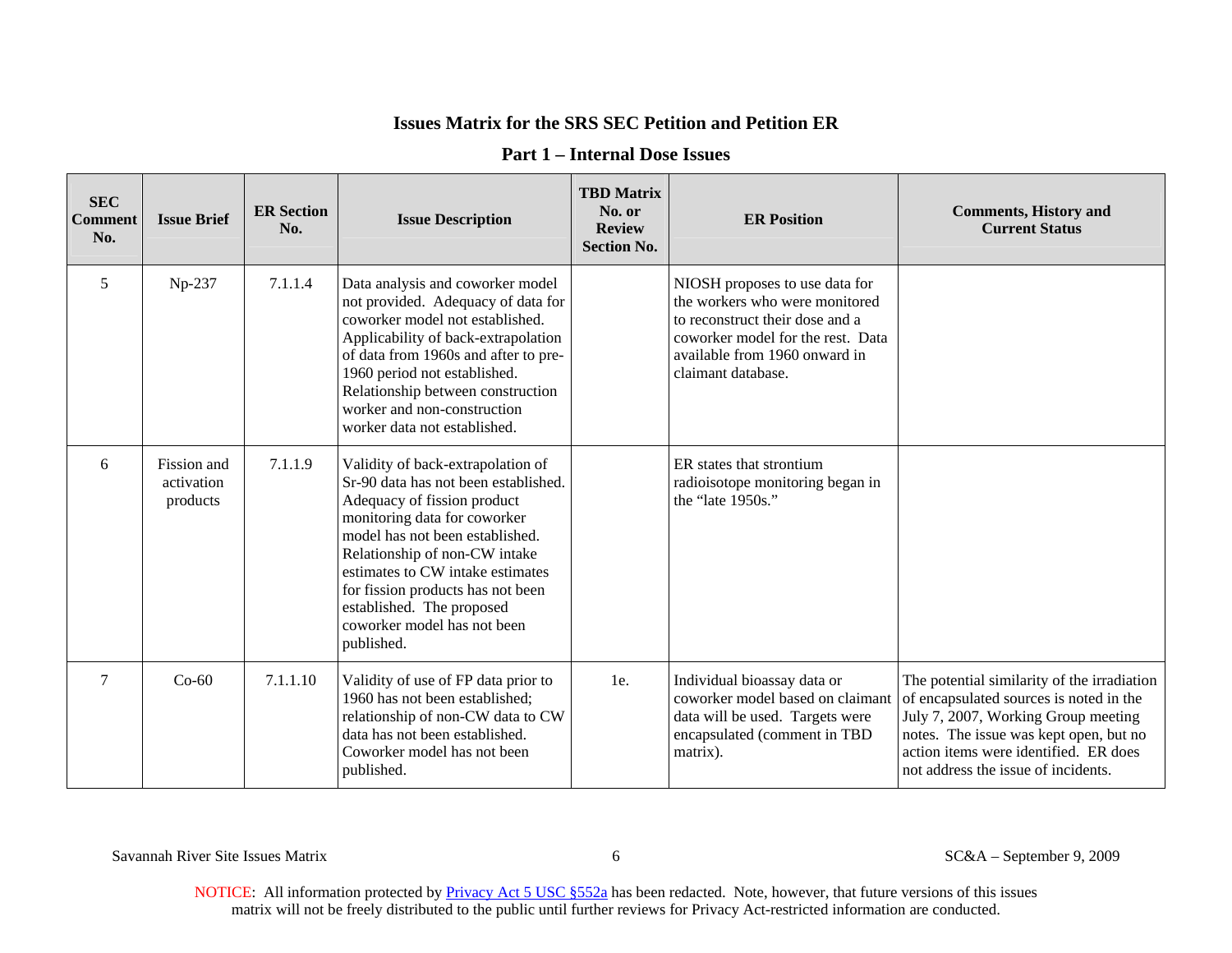## Issues Matrix for the SRS SEC Petition and Petition ER

### Part 1 – Internal Dose Issues

| SEC Comment No. | Issue Brief | ER Section No. | Issue Description | TBD Matrix No. or Review Section No. | ER Position | Comments, History and Current Status |
|---|---|---|---|---|---|---|
| 5 | Np-237 | 7.1.1.4 | Data analysis and coworker model not provided. Adequacy of data for coworker model not established. Applicability of back-extrapolation of data from 1960s and after to pre-1960 period not established. Relationship between construction worker and non-construction worker data not established. | | NIOSH proposes to use data for the workers who were monitored to reconstruct their dose and a coworker model for the rest. Data available from 1960 onward in claimant database. | |
| 6 | Fission and activation products | 7.1.1.9 | Validity of back-extrapolation of Sr-90 data has not been established. Adequacy of fission product monitoring data for coworker model has not been established. Relationship of non-CW intake estimates to CW intake estimates for fission products has not been established. The proposed coworker model has not been published. | | ER states that strontium radioisotope monitoring began in the "late 1950s." | |
| 7 | Co-60 | 7.1.1.10 | Validity of use of FP data prior to 1960 has not been established; relationship of non-CW data to CW data has not been established. Coworker model has not been published. | 1e. | Individual bioassay data or coworker model based on claimant data will be used. Targets were encapsulated (comment in TBD matrix). | The potential similarity of the irradiation of encapsulated sources is noted in the July 7, 2007, Working Group meeting notes. The issue was kept open, but no action items were identified. ER does not address the issue of incidents. |

NOTICE: All information protected by Privacy Act 5 USC §552a has been redacted. Note, however, that future versions of this issues matrix will not be freely distributed to the public until further reviews for Privacy Act-restricted information are conducted.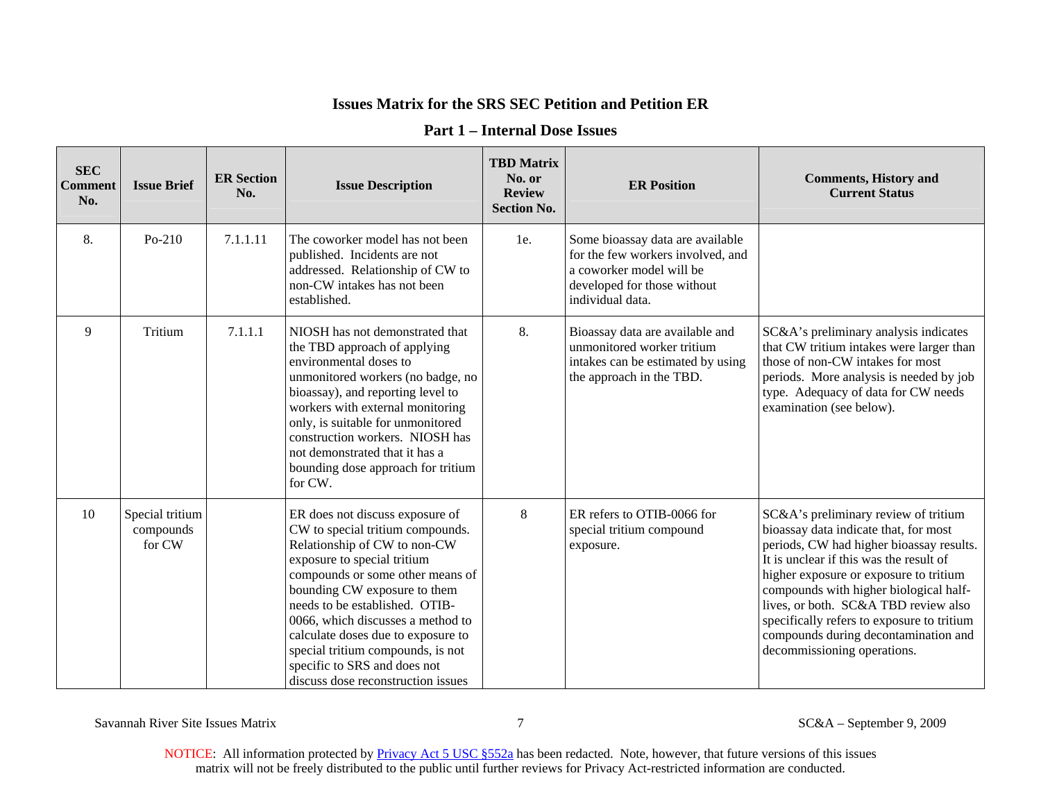# Issues Matrix for the SRS SEC Petition and Petition ER

## Part 1 – Internal Dose Issues

| SEC Comment No. | Issue Brief | ER Section No. | Issue Description | TBD Matrix No. or Review Section No. | ER Position | Comments, History and Current Status |
|---|---|---|---|---|---|---|
| 8. | Po-210 | 7.1.1.11 | The coworker model has not been published. Incidents are not addressed. Relationship of CW to non-CW intakes has not been established. | 1e. | Some bioassay data are available for the few workers involved, and a coworker model will be developed for those without individual data. | |
| 9 | Tritium | 7.1.1.1 | NIOSH has not demonstrated that the TBD approach of applying environmental doses to unmonitored workers (no badge, no bioassay), and reporting level to workers with external monitoring only, is suitable for unmonitored construction workers. NIOSH has not demonstrated that it has a bounding dose approach for tritium for CW. | 8. | Bioassay data are available and unmonitored worker tritium intakes can be estimated by using the approach in the TBD. | SC&A's preliminary analysis indicates that CW tritium intakes were larger than those of non-CW intakes for most periods. More analysis is needed by job type. Adequacy of data for CW needs examination (see below). |
| 10 | Special tritium compounds for CW | | ER does not discuss exposure of CW to special tritium compounds. Relationship of CW to non-CW exposure to special tritium compounds or some other means of bounding CW exposure to them needs to be established. OTIB-0066, which discusses a method to calculate doses due to exposure to special tritium compounds, is not specific to SRS and does not discuss dose reconstruction issues | 8 | ER refers to OTIB-0066 for special tritium compound exposure. | SC&A's preliminary review of tritium bioassay data indicate that, for most periods, CW had higher bioassay results. It is unclear if this was the result of higher exposure or exposure to tritium compounds with higher biological half-lives, or both. SC&A TBD review also specifically refers to exposure to tritium compounds during decontamination and decommissioning operations. |

NOTICE: All information protected by Privacy Act 5 USC §552a has been redacted. Note, however, that future versions of this issues matrix will not be freely distributed to the public until further reviews for Privacy Act-restricted information are conducted.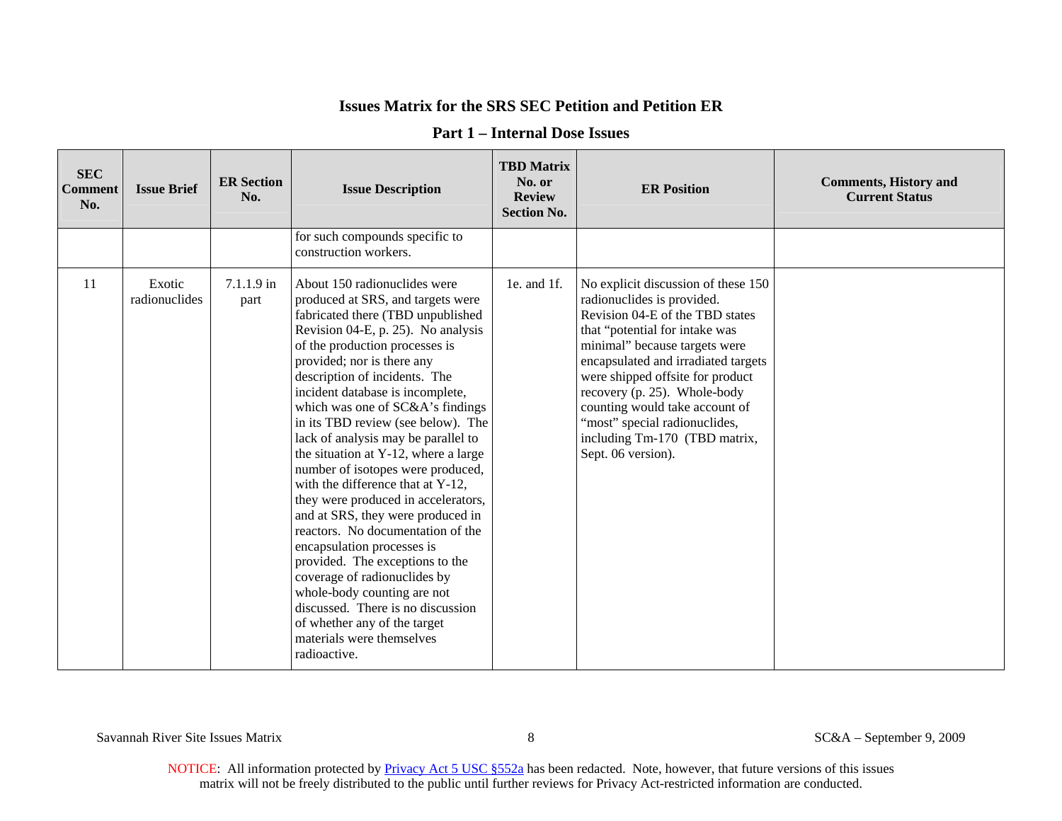# Issues Matrix for the SRS SEC Petition and Petition ER

## Part 1 – Internal Dose Issues

| SEC Comment No. | Issue Brief | ER Section No. | Issue Description | TBD Matrix No. or Review Section No. | ER Position | Comments, History and Current Status |
|---|---|---|---|---|---|---|
| | | | for such compounds specific to construction workers. | | | |
| 11 | Exotic radionuclides | 7.1.1.9 in part | About 150 radionuclides were produced at SRS, and targets were fabricated there (TBD unpublished Revision 04-E, p. 25). No analysis of the production processes is provided; nor is there any description of incidents. The incident database is incomplete, which was one of SC&A's findings in its TBD review (see below). The lack of analysis may be parallel to the situation at Y-12, where a large number of isotopes were produced, with the difference that at Y-12, they were produced in accelerators, and at SRS, they were produced in reactors. No documentation of the encapsulation processes is provided. The exceptions to the coverage of radionuclides by whole-body counting are not discussed. There is no discussion of whether any of the target materials were themselves radioactive. | 1e. and 1f. | No explicit discussion of these 150 radionuclides is provided. Revision 04-E of the TBD states that "potential for intake was minimal" because targets were encapsulated and irradiated targets were shipped offsite for product recovery (p. 25). Whole-body counting would take account of "most" special radionuclides, including Tm-170 (TBD matrix, Sept. 06 version). | |

NOTICE: All information protected by Privacy Act 5 USC §552a has been redacted. Note, however, that future versions of this issues matrix will not be freely distributed to the public until further reviews for Privacy Act-restricted information are conducted.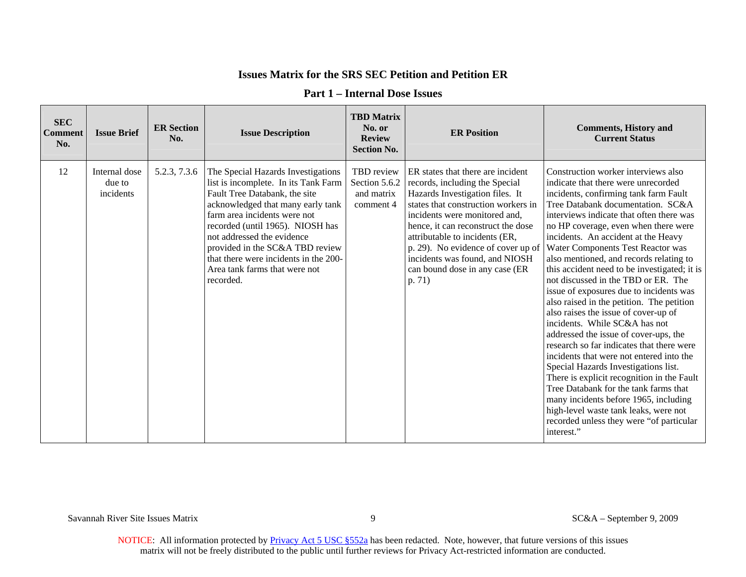## Issues Matrix for the SRS SEC Petition and Petition ER

### Part 1 – Internal Dose Issues

| SEC Comment No. | Issue Brief | ER Section No. | Issue Description | TBD Matrix No. or Review Section No. | ER Position | Comments, History and Current Status |
|---|---|---|---|---|---|---|
| 12 | Internal dose due to incidents | 5.2.3, 7.3.6 | The Special Hazards Investigations list is incomplete. In its Tank Farm Fault Tree Databank, the site acknowledged that many early tank farm area incidents were not recorded (until 1965). NIOSH has not addressed the evidence provided in the SC&A TBD review that there were incidents in the 200-Area tank farms that were not recorded. | TBD review Section 5.6.2 and matrix comment 4 | ER states that there are incident records, including the Special Hazards Investigation files. It states that construction workers in incidents were monitored and, hence, it can reconstruct the dose attributable to incidents (ER, p. 29). No evidence of cover up of incidents was found, and NIOSH can bound dose in any case (ER p. 71) | Construction worker interviews also indicate that there were unrecorded incidents, confirming tank farm Fault Tree Databank documentation. SC&A interviews indicate that often there was no HP coverage, even when there were incidents. An accident at the Heavy Water Components Test Reactor was also mentioned, and records relating to this accident need to be investigated; it is not discussed in the TBD or ER. The issue of exposures due to incidents was also raised in the petition. The petition also raises the issue of cover-up of incidents. While SC&A has not addressed the issue of cover-ups, the research so far indicates that there were incidents that were not entered into the Special Hazards Investigations list. There is explicit recognition in the Fault Tree Databank for the tank farms that many incidents before 1965, including high-level waste tank leaks, were not recorded unless they were "of particular interest." |

Savannah River Site Issues Matrix SC&A – September 9, 2009

NOTICE: All information protected by Privacy Act 5 USC §552a has been redacted. Note, however, that future versions of this issues matrix will not be freely distributed to the public until further reviews for Privacy Act-restricted information are conducted.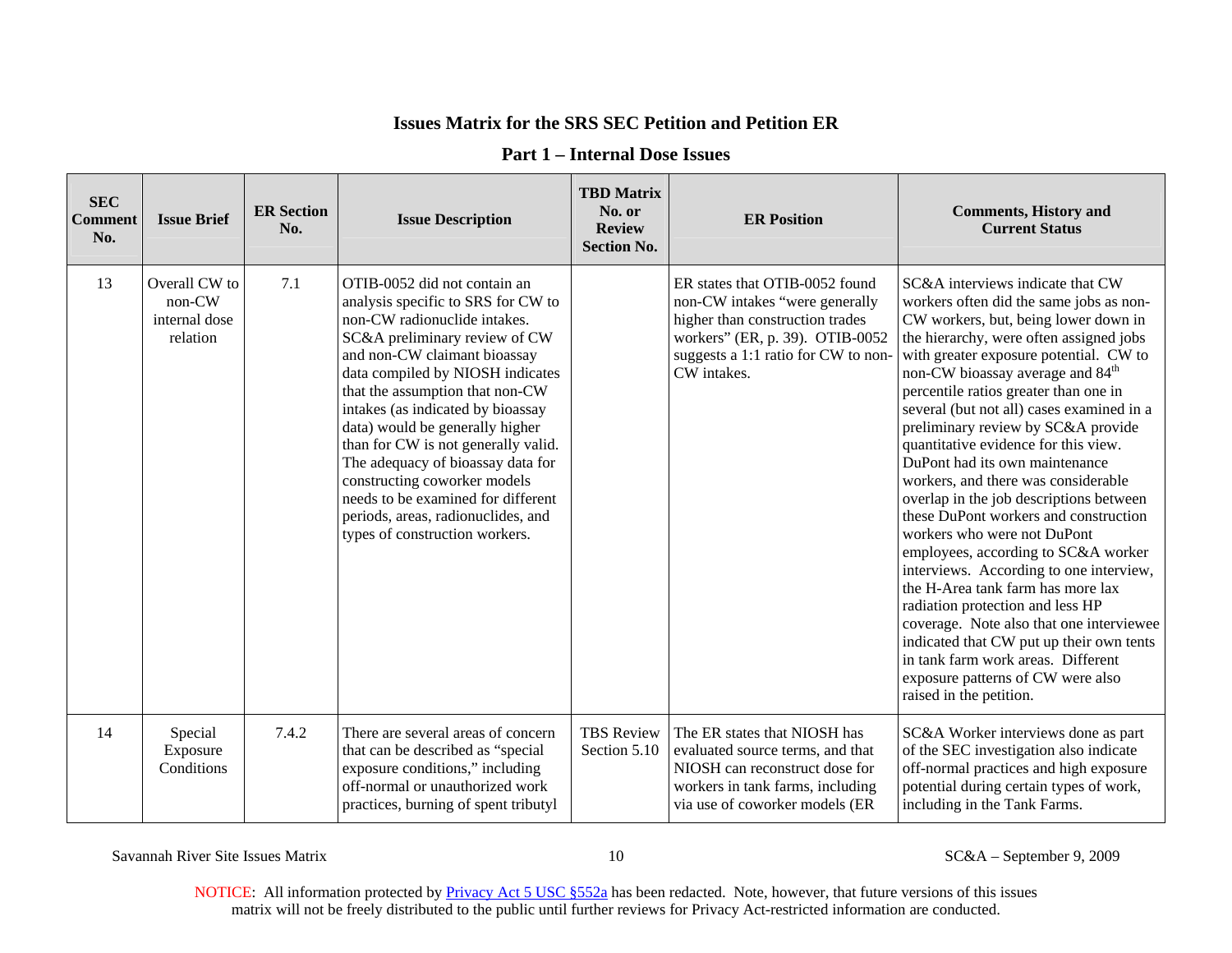## Issues Matrix for the SRS SEC Petition and Petition ER

### Part 1 – Internal Dose Issues

| SEC Comment No. | Issue Brief | ER Section No. | Issue Description | TBD Matrix No. or Review Section No. | ER Position | Comments, History and Current Status |
|---|---|---|---|---|---|---|
| 13 | Overall CW to non-CW internal dose relation | 7.1 | OTIB-0052 did not contain an analysis specific to SRS for CW to non-CW radionuclide intakes. SC&A preliminary review of CW and non-CW claimant bioassay data compiled by NIOSH indicates that the assumption that non-CW intakes (as indicated by bioassay data) would be generally higher than for CW is not generally valid. The adequacy of bioassay data for constructing coworker models needs to be examined for different periods, areas, radionuclides, and types of construction workers. | | ER states that OTIB-0052 found non-CW intakes "were generally higher than construction trades workers" (ER, p. 39). OTIB-0052 suggests a 1:1 ratio for CW to non-CW intakes. | SC&A interviews indicate that CW workers often did the same jobs as non-CW workers, but, being lower down in the hierarchy, were often assigned jobs with greater exposure potential. CW to non-CW bioassay average and 84th percentile ratios greater than one in several (but not all) cases examined in a preliminary review by SC&A provide quantitative evidence for this view. DuPont had its own maintenance workers, and there was considerable overlap in the job descriptions between these DuPont workers and construction workers who were not DuPont employees, according to SC&A worker interviews. According to one interview, the H-Area tank farm has more lax radiation protection and less HP coverage. Note also that one interviewee indicated that CW put up their own tents in tank farm work areas. Different exposure patterns of CW were also raised in the petition. |
| 14 | Special Exposure Conditions | 7.4.2 | There are several areas of concern that can be described as "special exposure conditions," including off-normal or unauthorized work practices, burning of spent tributyl | TBS Review Section 5.10 | The ER states that NIOSH has evaluated source terms, and that NIOSH can reconstruct dose for workers in tank farms, including via use of coworker models (ER | SC&A Worker interviews done as part of the SEC investigation also indicate off-normal practices and high exposure potential during certain types of work, including in the Tank Farms. |

NOTICE: All information protected by Privacy Act 5 USC §552a has been redacted. Note, however, that future versions of this issues matrix will not be freely distributed to the public until further reviews for Privacy Act-restricted information are conducted.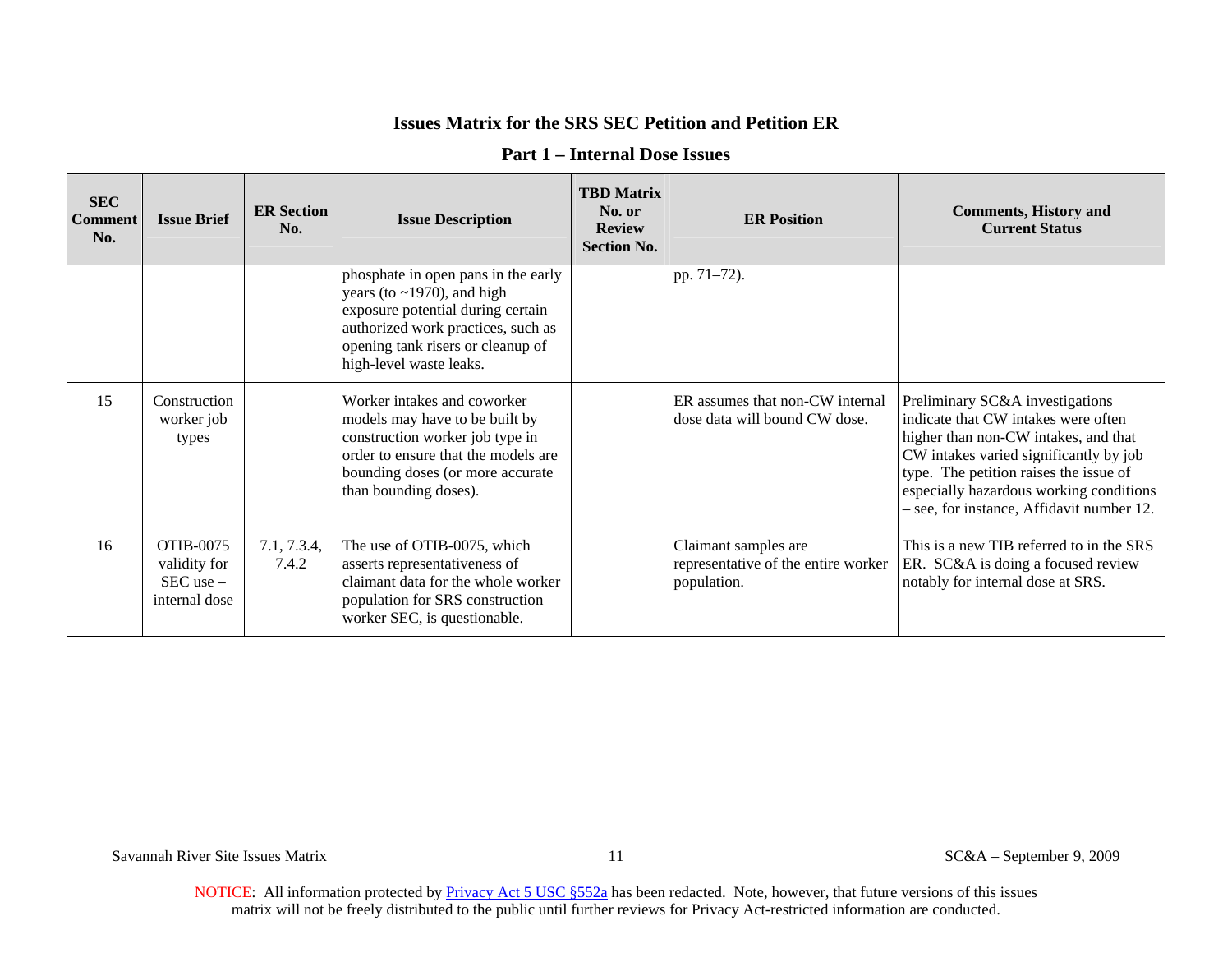# Issues Matrix for the SRS SEC Petition and Petition ER

## Part 1 – Internal Dose Issues

| SEC Comment No. | Issue Brief | ER Section No. | Issue Description | TBD Matrix No. or Review Section No. | ER Position | Comments, History and Current Status |
|---|---|---|---|---|---|---|
| | | | phosphate in open pans in the early years (to ~1970), and high exposure potential during certain authorized work practices, such as opening tank risers or cleanup of high-level waste leaks. | | pp. 71–72). | |
| 15 | Construction worker job types | | Worker intakes and coworker models may have to be built by construction worker job type in order to ensure that the models are bounding doses (or more accurate than bounding doses). | | ER assumes that non-CW internal dose data will bound CW dose. | Preliminary SC&A investigations indicate that CW intakes were often higher than non-CW intakes, and that CW intakes varied significantly by job type. The petition raises the issue of especially hazardous working conditions – see, for instance, Affidavit number 12. |
| 16 | OTIB-0075 validity for SEC use – internal dose | 7.1, 7.3.4, 7.4.2 | The use of OTIB-0075, which asserts representativeness of claimant data for the whole worker population for SRS construction worker SEC, is questionable. | | Claimant samples are representative of the entire worker population. | This is a new TIB referred to in the SRS ER. SC&A is doing a focused review notably for internal dose at SRS. |

NOTICE: All information protected by Privacy Act 5 USC §552a has been redacted. Note, however, that future versions of this issues matrix will not be freely distributed to the public until further reviews for Privacy Act-restricted information are conducted.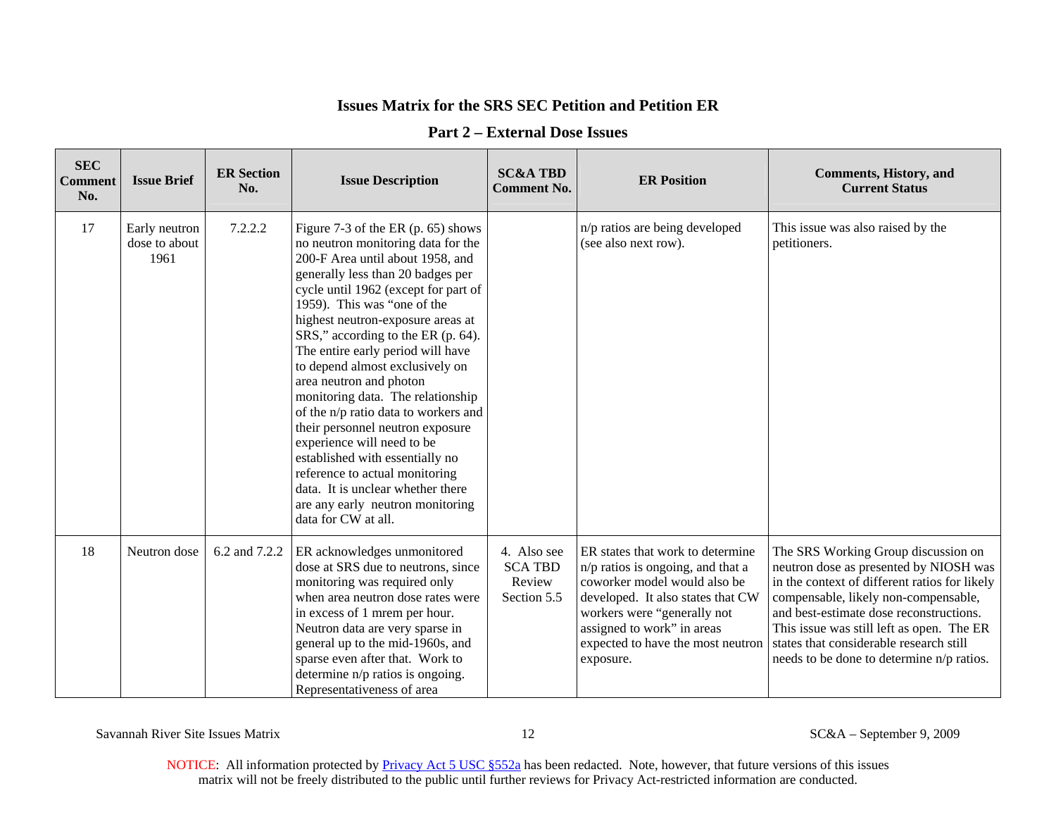# Issues Matrix for the SRS SEC Petition and Petition ER

## Part 2 – External Dose Issues

| SEC Comment No. | Issue Brief | ER Section No. | Issue Description | SC&A TBD Comment No. | ER Position | Comments, History, and Current Status |
|---|---|---|---|---|---|---|
| 17 | Early neutron dose to about 1961 | 7.2.2.2 | Figure 7-3 of the ER (p. 65) shows no neutron monitoring data for the 200-F Area until about 1958, and generally less than 20 badges per cycle until 1962 (except for part of 1959). This was "one of the highest neutron-exposure areas at SRS," according to the ER (p. 64). The entire early period will have to depend almost exclusively on area neutron and photon monitoring data. The relationship of the n/p ratio data to workers and their personnel neutron exposure experience will need to be established with essentially no reference to actual monitoring data. It is unclear whether there are any early neutron monitoring data for CW at all. | | n/p ratios are being developed (see also next row). | This issue was also raised by the petitioners. |
| 18 | Neutron dose | 6.2 and 7.2.2 | ER acknowledges unmonitored dose at SRS due to neutrons, since monitoring was required only when area neutron dose rates were in excess of 1 mrem per hour. Neutron data are very sparse in general up to the mid-1960s, and sparse even after that. Work to determine n/p ratios is ongoing. Representativeness of area | 4. Also see SCA TBD Review Section 5.5 | ER states that work to determine n/p ratios is ongoing, and that a coworker model would also be developed. It also states that CW workers were "generally not assigned to work" in areas expected to have the most neutron exposure. | The SRS Working Group discussion on neutron dose as presented by NIOSH was in the context of different ratios for likely compensable, likely non-compensable, and best-estimate dose reconstructions. This issue was still left as open. The ER states that considerable research still needs to be done to determine n/p ratios. |

NOTICE: All information protected by Privacy Act 5 USC §552a has been redacted. Note, however, that future versions of this issues matrix will not be freely distributed to the public until further reviews for Privacy Act-restricted information are conducted.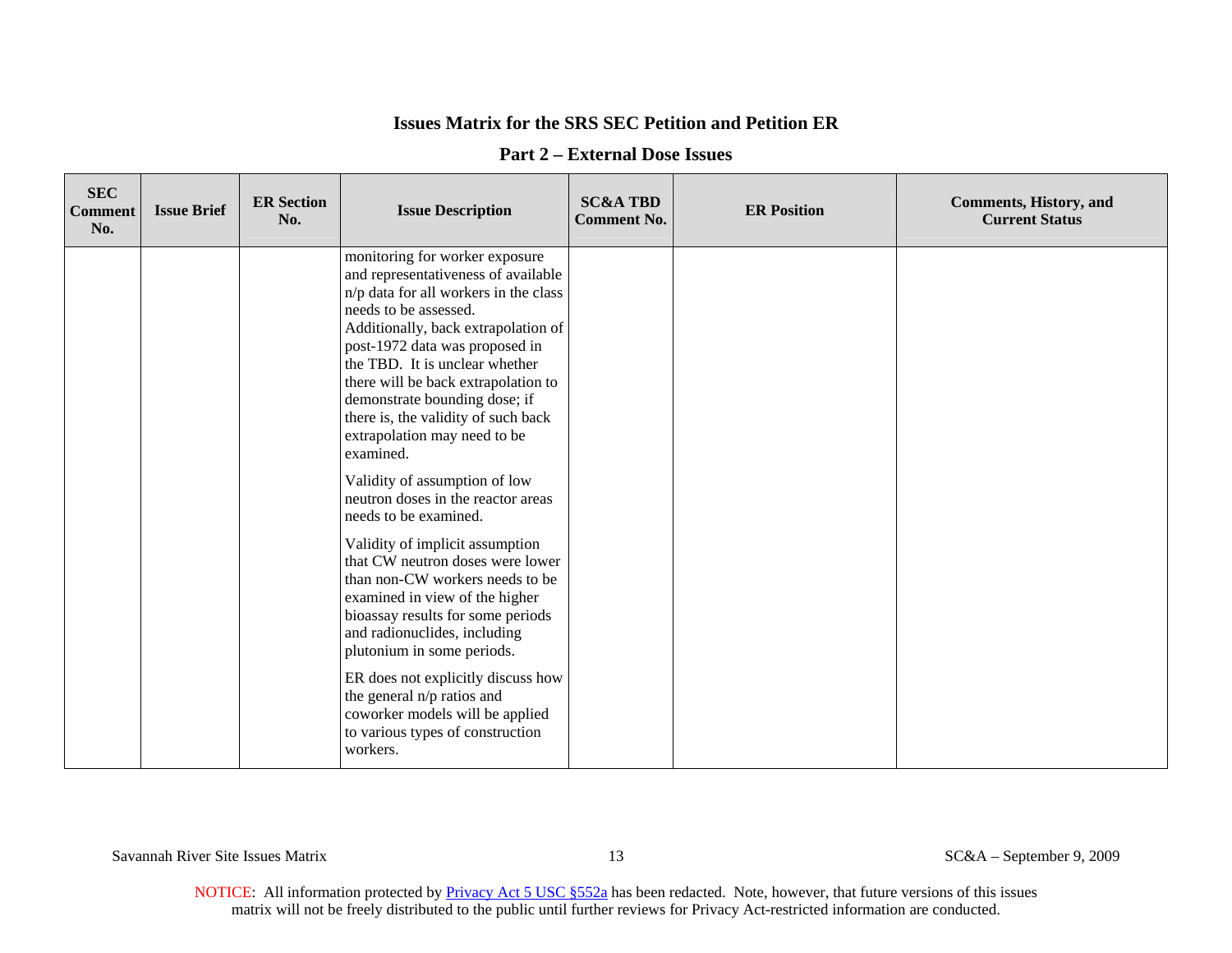# Issues Matrix for the SRS SEC Petition and Petition ER

## Part 2 – External Dose Issues

| SEC Comment No. | Issue Brief | ER Section No. | Issue Description | SC&A TBD Comment No. | ER Position | Comments, History, and Current Status |
|---|---|---|---|---|---|---|
| | | | monitoring for worker exposure and representativeness of available n/p data for all workers in the class needs to be assessed. Additionally, back extrapolation of post-1972 data was proposed in the TBD. It is unclear whether there will be back extrapolation to demonstrate bounding dose; if there is, the validity of such back extrapolation may need to be examined.<br><br>Validity of assumption of low neutron doses in the reactor areas needs to be examined.<br><br>Validity of implicit assumption that CW neutron doses were lower than non-CW workers needs to be examined in view of the higher bioassay results for some periods and radionuclides, including plutonium in some periods.<br><br>ER does not explicitly discuss how the general n/p ratios and coworker models will be applied to various types of construction workers. | | | |

NOTICE: All information protected by Privacy Act 5 USC §552a has been redacted. Note, however, that future versions of this issues matrix will not be freely distributed to the public until further reviews for Privacy Act-restricted information are conducted.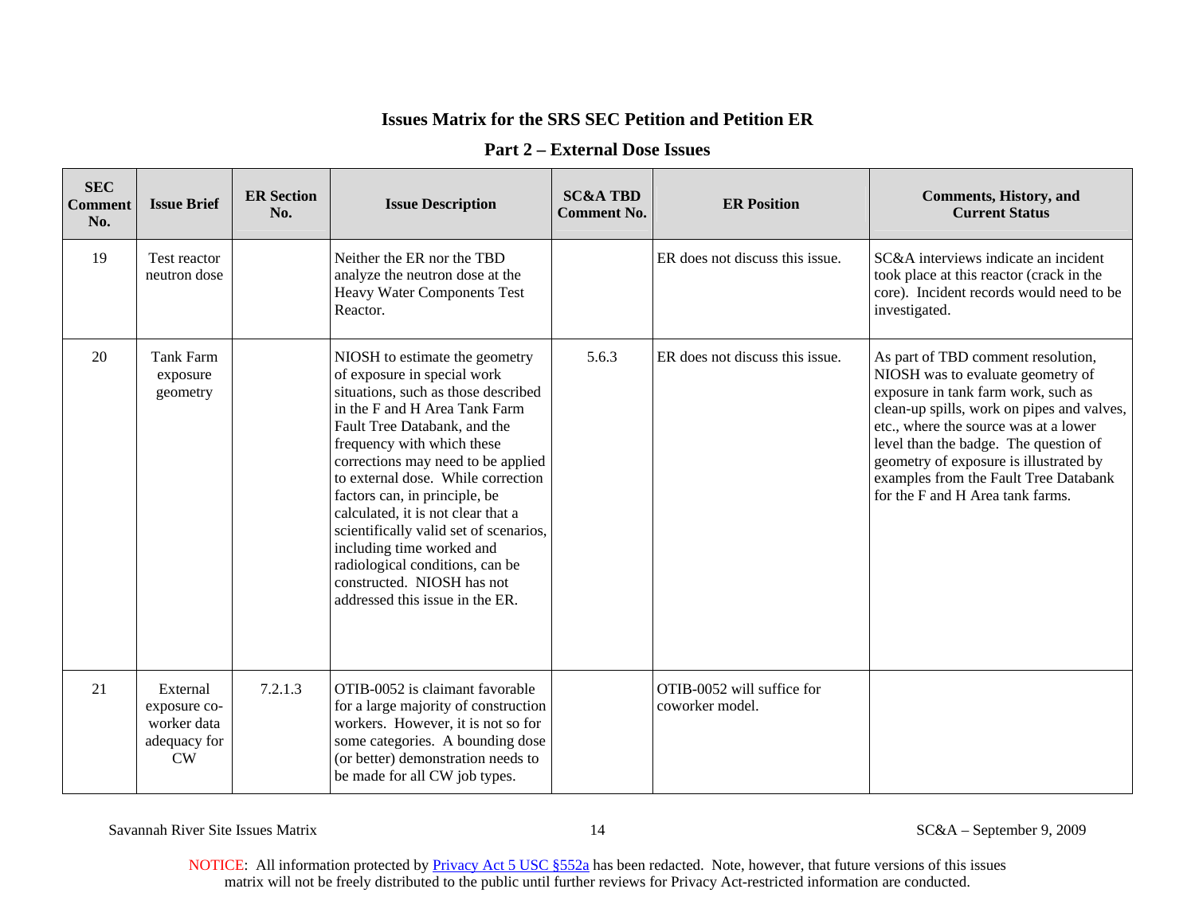## Issues Matrix for the SRS SEC Petition and Petition ER

### Part 2 – External Dose Issues

| SEC Comment No. | Issue Brief | ER Section No. | Issue Description | SC&A TBD Comment No. | ER Position | Comments, History, and Current Status |
|---|---|---|---|---|---|---|
| 19 | Test reactor neutron dose | | Neither the ER nor the TBD analyze the neutron dose at the Heavy Water Components Test Reactor. | | ER does not discuss this issue. | SC&A interviews indicate an incident took place at this reactor (crack in the core). Incident records would need to be investigated. |
| 20 | Tank Farm exposure geometry | | NIOSH to estimate the geometry of exposure in special work situations, such as those described in the F and H Area Tank Farm Fault Tree Databank, and the frequency with which these corrections may need to be applied to external dose. While correction factors can, in principle, be calculated, it is not clear that a scientifically valid set of scenarios, including time worked and radiological conditions, can be constructed. NIOSH has not addressed this issue in the ER. | 5.6.3 | ER does not discuss this issue. | As part of TBD comment resolution, NIOSH was to evaluate geometry of exposure in tank farm work, such as clean-up spills, work on pipes and valves, etc., where the source was at a lower level than the badge. The question of geometry of exposure is illustrated by examples from the Fault Tree Databank for the F and H Area tank farms. |
| 21 | External exposure co-worker data adequacy for CW | 7.2.1.3 | OTIB-0052 is claimant favorable for a large majority of construction workers. However, it is not so for some categories. A bounding dose (or better) demonstration needs to be made for all CW job types. | | OTIB-0052 will suffice for coworker model. | |

Savannah River Site Issues Matrix — SC&A – September 9, 2009

NOTICE: All information protected by Privacy Act 5 USC §552a has been redacted. Note, however, that future versions of this issues matrix will not be freely distributed to the public until further reviews for Privacy Act-restricted information are conducted.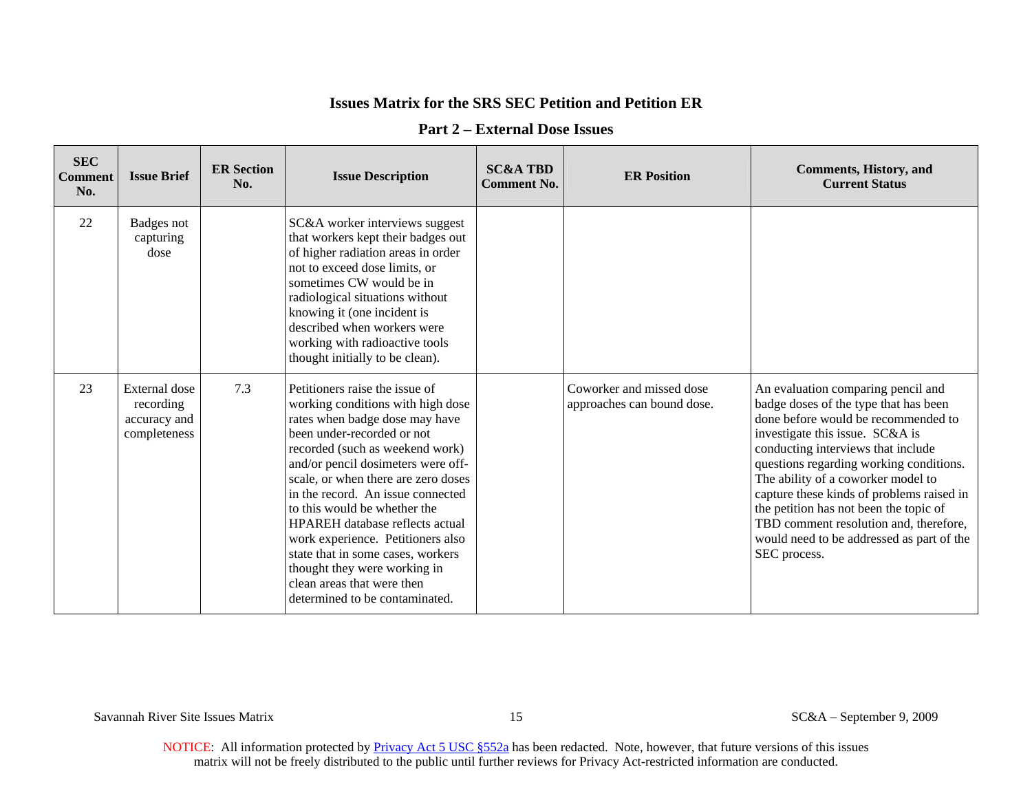## Issues Matrix for the SRS SEC Petition and Petition ER

### Part 2 – External Dose Issues

| SEC Comment No. | Issue Brief | ER Section No. | Issue Description | SC&A TBD Comment No. | ER Position | Comments, History, and Current Status |
|---|---|---|---|---|---|---|
| 22 | Badges not capturing dose | | SC&A worker interviews suggest that workers kept their badges out of higher radiation areas in order not to exceed dose limits, or sometimes CW would be in radiological situations without knowing it (one incident is described when workers were working with radioactive tools thought initially to be clean). | | | |
| 23 | External dose recording accuracy and completeness | 7.3 | Petitioners raise the issue of working conditions with high dose rates when badge dose may have been under-recorded or not recorded (such as weekend work) and/or pencil dosimeters were off-scale, or when there are zero doses in the record. An issue connected to this would be whether the HPAREH database reflects actual work experience. Petitioners also state that in some cases, workers thought they were working in clean areas that were then determined to be contaminated. | | Coworker and missed dose approaches can bound dose. | An evaluation comparing pencil and badge doses of the type that has been done before would be recommended to investigate this issue. SC&A is conducting interviews that include questions regarding working conditions. The ability of a coworker model to capture these kinds of problems raised in the petition has not been the topic of TBD comment resolution and, therefore, would need to be addressed as part of the SEC process. |

NOTICE: All information protected by Privacy Act 5 USC §552a has been redacted. Note, however, that future versions of this issues matrix will not be freely distributed to the public until further reviews for Privacy Act-restricted information are conducted.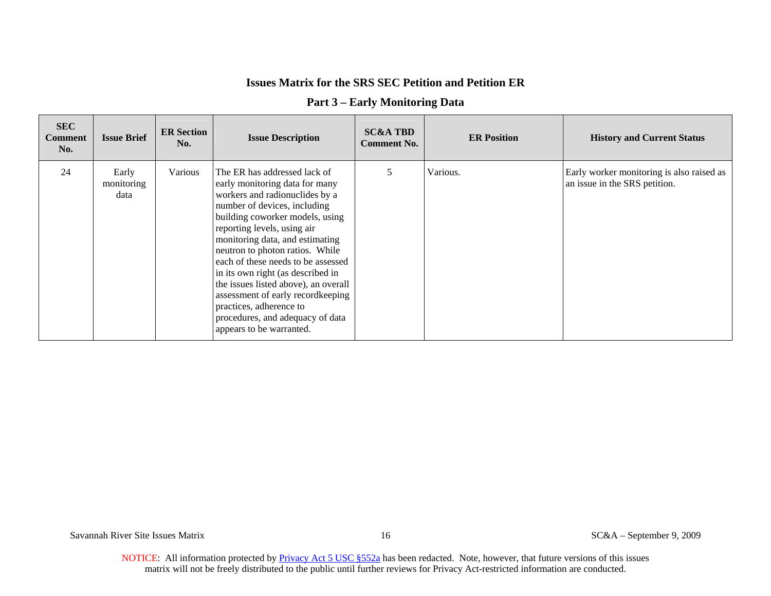## Issues Matrix for the SRS SEC Petition and Petition ER

### Part 3 – Early Monitoring Data

| SEC Comment No. | Issue Brief | ER Section No. | Issue Description | SC&A TBD Comment No. | ER Position | History and Current Status |
|---|---|---|---|---|---|---|
| 24 | Early monitoring data | Various | The ER has addressed lack of early monitoring data for many workers and radionuclides by a number of devices, including building coworker models, using reporting levels, using air monitoring data, and estimating neutron to photon ratios. While each of these needs to be assessed in its own right (as described in the issues listed above), an overall assessment of early recordkeeping practices, adherence to procedures, and adequacy of data appears to be warranted. | 5 | Various. | Early worker monitoring is also raised as an issue in the SRS petition. |

NOTICE: All information protected by Privacy Act 5 USC §552a has been redacted. Note, however, that future versions of this issues matrix will not be freely distributed to the public until further reviews for Privacy Act-restricted information are conducted.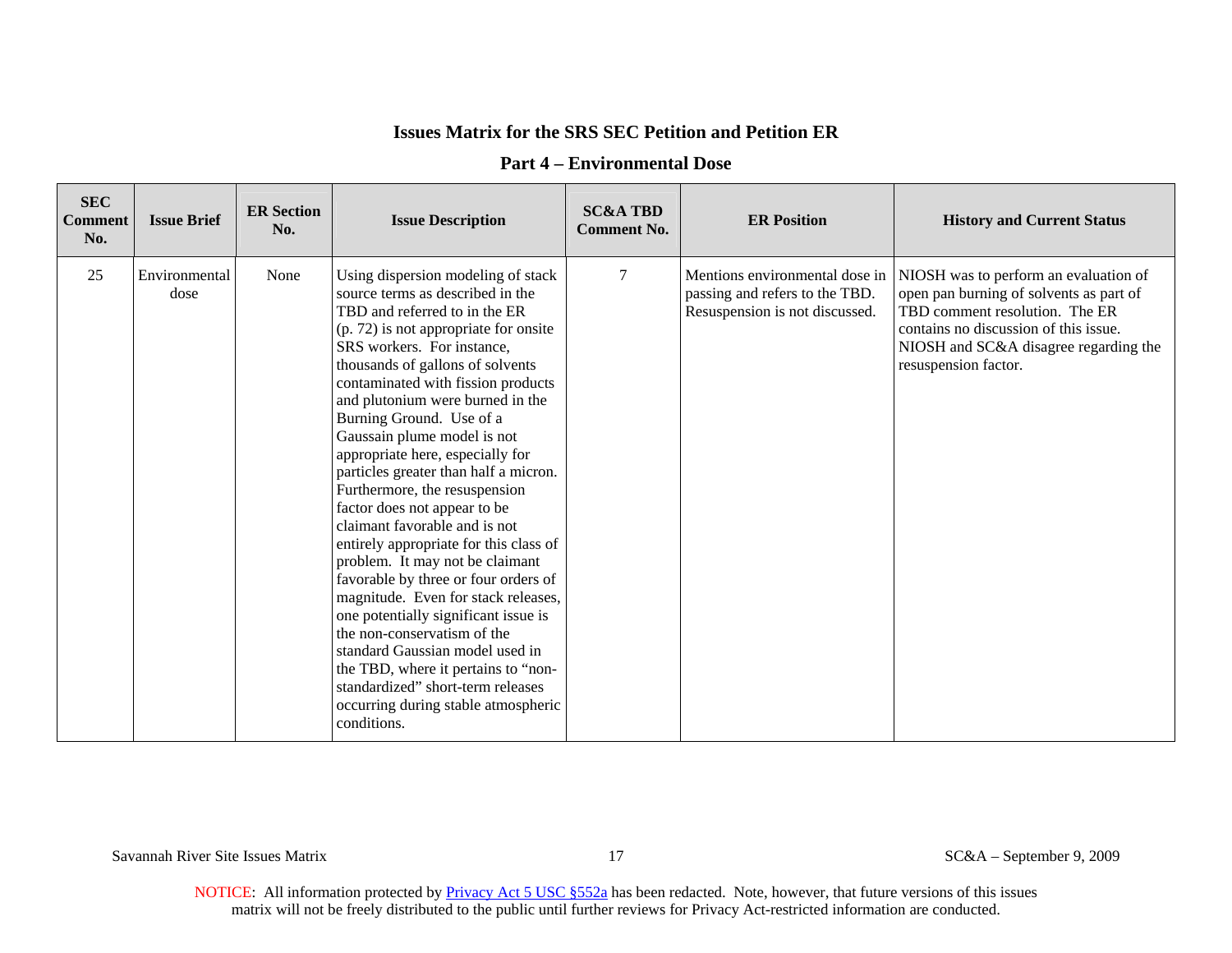## Issues Matrix for the SRS SEC Petition and Petition ER

### Part 4 – Environmental Dose

| SEC Comment No. | Issue Brief | ER Section No. | Issue Description | SC&A TBD Comment No. | ER Position | History and Current Status |
|---|---|---|---|---|---|---|
| 25 | Environmental dose | None | Using dispersion modeling of stack source terms as described in the TBD and referred to in the ER (p. 72) is not appropriate for onsite SRS workers. For instance, thousands of gallons of solvents contaminated with fission products and plutonium were burned in the Burning Ground. Use of a Gaussain plume model is not appropriate here, especially for particles greater than half a micron. Furthermore, the resuspension factor does not appear to be claimant favorable and is not entirely appropriate for this class of problem. It may not be claimant favorable by three or four orders of magnitude. Even for stack releases, one potentially significant issue is the non-conservatism of the standard Gaussian model used in the TBD, where it pertains to "non-standardized" short-term releases occurring during stable atmospheric conditions. | 7 | Mentions environmental dose in passing and refers to the TBD. Resuspension is not discussed. | NIOSH was to perform an evaluation of open pan burning of solvents as part of TBD comment resolution. The ER contains no discussion of this issue. NIOSH and SC&A disagree regarding the resuspension factor. |

NOTICE: All information protected by Privacy Act 5 USC §552a has been redacted. Note, however, that future versions of this issues matrix will not be freely distributed to the public until further reviews for Privacy Act-restricted information are conducted.